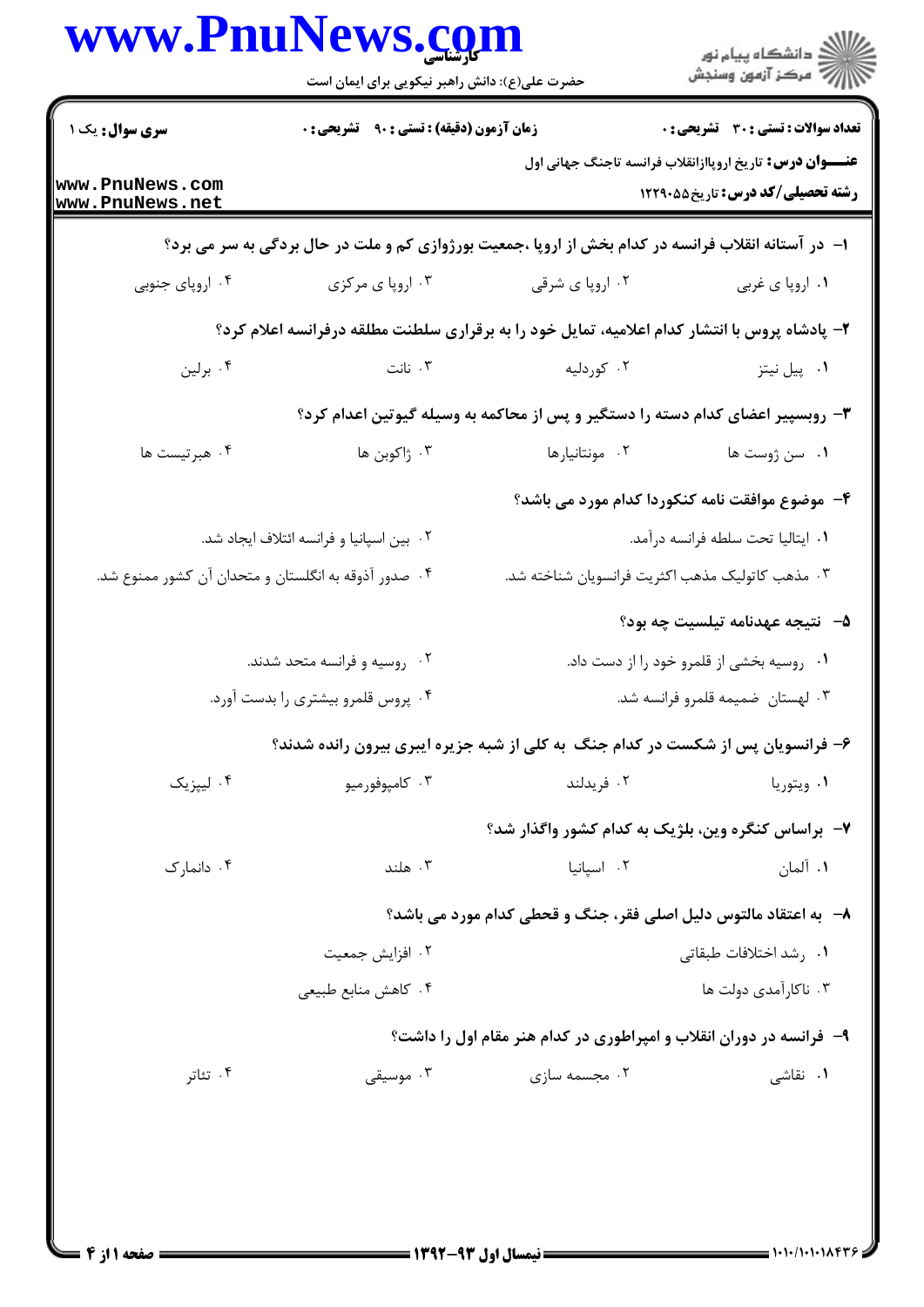**سری سوال:** یک ۱

**زمان آزمون (دقیقه) : تستی : ۹۰ تشریحی : ۰**

**تعداد سوالات : تستی : ۳۰ تشریحی : ۰**

**عنـــوان درس:** تاریخ اروپاازانقلاب فرانسه تاجنگ جهانی اول

**رشته تحصیلی/کد درس:** تاریخ۱۲۲۹۰۵۵

۱- در آستانه انقلاب فرانسه در کدام بخش از اروپا ،جمعیت بورژوازی کم و ملت در حال بردگی به سر می برد؟

۱. اروپا ی غربی
۲. اروپا ی شرقی
۳. اروپا ی مرکزی
۴. اروپای جنوبی

۲- پادشاه پروس با انتشار کدام اعلامیه، تمایل خود را به برقراری سلطنت مطلقه درفرانسه اعلام کرد؟

۱. پیل نیتز
۲. کوردلیه
۳. نانت
۴. برلین

۳- روبسپیر اعضای کدام دسته را دستگیر و پس از محاکمه به وسیله گیوتین اعدام کرد؟

۱. سن ژوست ها
۲. مونتانیارها
۳. ژاکوبن ها
۴. هبرتیست ها

۴- موضوع موافقت نامه کنکوردا کدام مورد می باشد؟

۱. ایتالیا تحت سلطه فرانسه درآمد.
۲. بین اسپانیا و فرانسه ائتلاف ایجاد شد.
۳. مذهب کاتولیک مذهب اکثریت فرانسویان شناخته شد.
۴. صدور آذوقه به انگلستان و متحدان آن کشور ممنوع شد.

۵- نتیجه عهدنامه تیلسیت چه بود؟

۱. روسیه بخشی از قلمرو خود را از دست داد.
۲. روسیه و فرانسه متحد شدند.
۳. لهستان ضمیمه قلمرو فرانسه شد.
۴. پروس قلمرو بیشتری را بدست آورد.

۶- فرانسویان پس از شکست در کدام جنگ به کلی از شبه جزیره ایبری بیرون رانده شدند؟

۱. ویتوریا
۲. فریدلند
۳. کامپوفورمیو
۴. لیپزیک

۷- براساس کنگره وین، بلژیک به کدام کشور واگذار شد؟

۱. آلمان
۲. اسپانیا
۳. هلند
۴. دانمارک

۸- به اعتقاد مالتوس دلیل اصلی فقر، جنگ و قحطی کدام مورد می باشد؟

۱. رشد اختلافات طبقاتی
۲. افزایش جمعیت
۳. ناکارآمدی دولت ها
۴. کاهش منابع طبیعی

۹- فرانسه در دوران انقلاب و امپراطوری در کدام هنر مقام اول را داشت؟

۱. نقاشی
۲. مجسمه سازی
۳. موسیقی
۴. تئاتر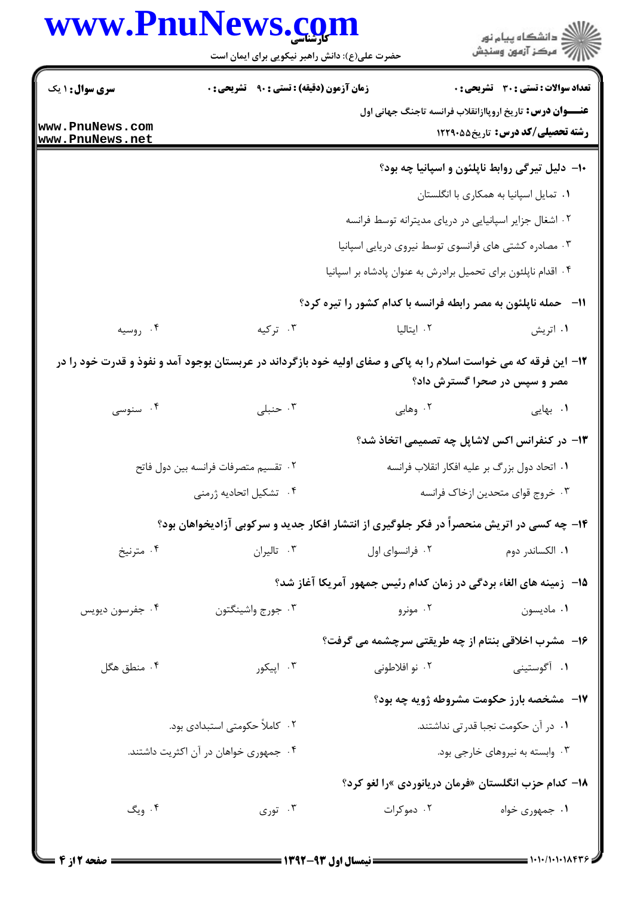۱۰- دلیل تیرگی روابط ناپلئون و اسپانیا چه بود؟

۱. تمایل اسپانیا به همکاری با انگلستان

۲. اشغال جزایر اسپانیایی در دریای مدیترانه توسط فرانسه

۳. مصادره کشتی های فرانسوی توسط نیروی دریایی اسپانیا

۴. اقدام ناپلئون برای تحمیل برادرش به عنوان پادشاه بر اسپانیا

۱۱- حمله ناپلئون به مصر رابطه فرانسه با کدام کشور را تیره کرد؟

۱. اتریش ۲. ایتالیا ۳. ترکیه ۴. روسیه

۱۲- این فرقه که می خواست اسلام را به پاکی و صفای اولیه خود بازگرداند در عربستان بوجود آمد و نفوذ و قدرت خود را در مصر و سپس در صحرا گسترش داد؟

۱. بهایی ۲. وهابی ۳. حنبلی ۴. سنوسی

۱۳- در کنفرانس اکس لاشاپل چه تصمیمی اتخاذ شد؟

۱. اتحاد دول بزرگ بر علیه افکار انقلاب فرانسه

۲. تقسیم متصرفات فرانسه بین دول فاتح

۳. خروج قوای متحدین ازخاک فرانسه

۴. تشکیل اتحادیه ژرمنی

۱۴- چه کسی در اتریش منحصراً در فکر جلوگیری از انتشار افکار جدید و سرکوبی آزادیخواهان بود؟

۱. الکساندر دوم ۲. فرانسوای اول ۳. تالیران ۴. مترنیخ

۱۵- زمینه های الغاء بردگی در زمان کدام رئیس جمهور آمریکا آغاز شد؟

۱. مادیسون ۲. مونرو ۳. جورج واشینگتون ۴. جفرسون دیویس

۱۶- مشرب اخلاقی بنتام از چه طریقتی سرچشمه می گرفت؟

۱. آگوستینی ۲. نو افلاطونی ۳. اپیکور ۴. منطق هگل

۱۷- مشخصه بارز حکومت مشروطه ژوییه چه بود؟

۱. در آن حکومت نجبا قدرتی نداشتند.

۲. کاملاً حکومتی استبدادی بود.

۳. وابسته به نیروهای خارجی بود.

۴. جمهوری خواهان در آن اکثریت داشتند.

۱۸- کدام حزب انگلستان «فرمان دریانوردی »را لغو کرد؟

۱. جمهوری خواه ۲. دموکرات ۳. توری ۴. ویگ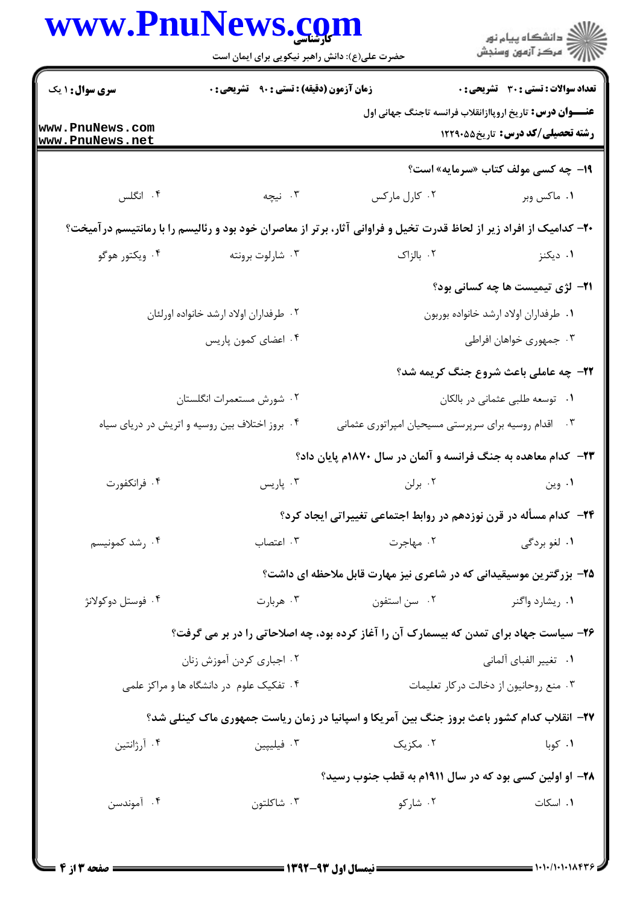۱۹- چه کسی مولف کتاب «سرمایه» است؟

۱. ماکس وبر
۲. کارل مارکس
۳. نیچه
۴. انگلس

۲۰- کدامیک از افراد زیر از لحاظ قدرت تخیل و فراوانی آثار، برتر از معاصران خود بود و رئالیسم را با رمانتیسم درآمیخت؟

۱. دیکنز
۲. بالزاک
۳. شارلوت برونته
۴. ویکتور هوگو

۲۱- لژی تیمیست ها چه کسانی بود؟

۱. طرفداران اولاد ارشد خانواده بوربون
۲. طرفداران اولاد ارشد خانواده اورلئان
۳. جمهوری خواهان افراطی
۴. اعضای کمون پاریس

۲۲- چه عاملی باعث شروع جنگ کریمه شد؟

۱. توسعه طلبی عثمانی در بالکان
۲. شورش مستعمرات انگلستان
۳. اقدام روسیه برای سرپرستی مسیحیان امپراتوری عثمانی
۴. بروز اختلاف بین روسیه و اتریش در دریای سیاه

۲۳- کدام معاهده به جنگ فرانسه و آلمان در سال ۱۸۷۰م پایان داد؟

۱. وین
۲. برلن
۳. پاریس
۴. فرانکفورت

۲۴- کدام مسأله در قرن نوزدهم در روابط اجتماعی تغییراتی ایجاد کرد؟

۱. لغو بردگی
۲. مهاجرت
۳. اعتصاب
۴. رشد کمونیسم

۲۵- بزرگترین موسیقیدانی که در شاعری نیز مهارت قابل ملاحظه ای داشت؟

۱. ریشارد واگنر
۲. سن استفون
۳. هربارت
۴. فوستل دوکولانژ

۲۶- سیاست جهاد برای تمدن که بیسمارک آن را آغاز کرده بود، چه اصلاحاتی را در بر می گرفت؟

۱. تغییر الفبای آلمانی
۲. اجباری کردن آموزش زنان
۳. منع روحانیون از دخالت درکار تعلیمات
۴. تفکیک علوم در دانشگاه ها و مراکز علمی

۲۷- انقلاب کدام کشور باعث بروز جنگ بین آمریکا و اسپانیا در زمان ریاست جمهوری ماک کینلی شد؟

۱. کوبا
۲. مکزیک
۳. فیلیپین
۴. آرژانتین

۲۸- او اولین کسی بود که در سال ۱۹۱۱م به قطب جنوب رسید؟

۱. اسکات
۲. شارکو
۳. شاکلتون
۴. آموندسن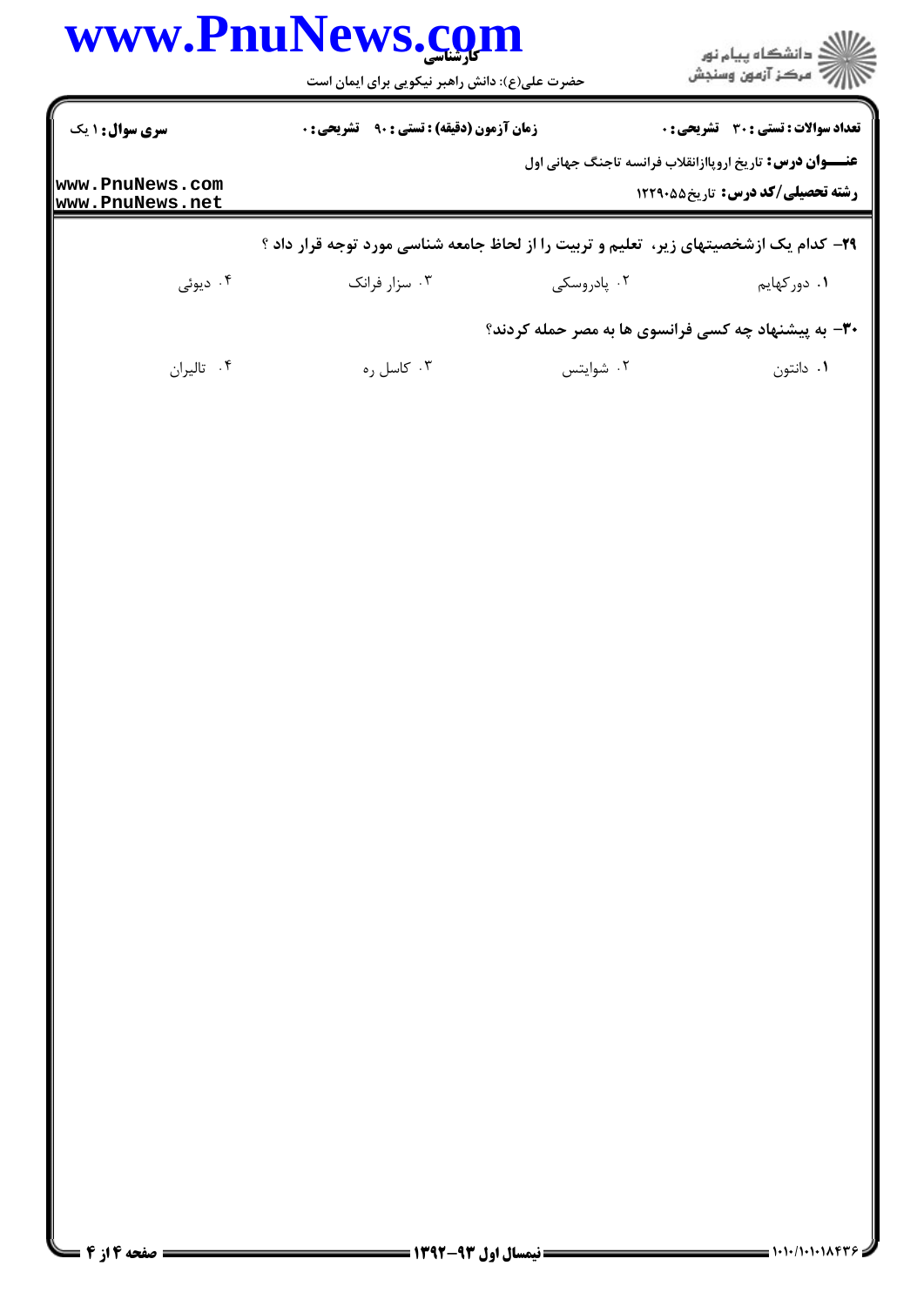۲۹- کدام یک ازشخصیتهای زیر، تعلیم و تربیت را از لحاظ جامعه شناسی مورد توجه قرار داد ؟

۱. دورکهایم

۲. پادروسکی

۳. سزار فرانک

۴. دیوئی

۳۰- به پیشنهاد چه کسی فرانسوی ها به مصر حمله کردند؟

۱. دانتون

۲. شوایتس

۳. کاسل ره

۴. تالیران